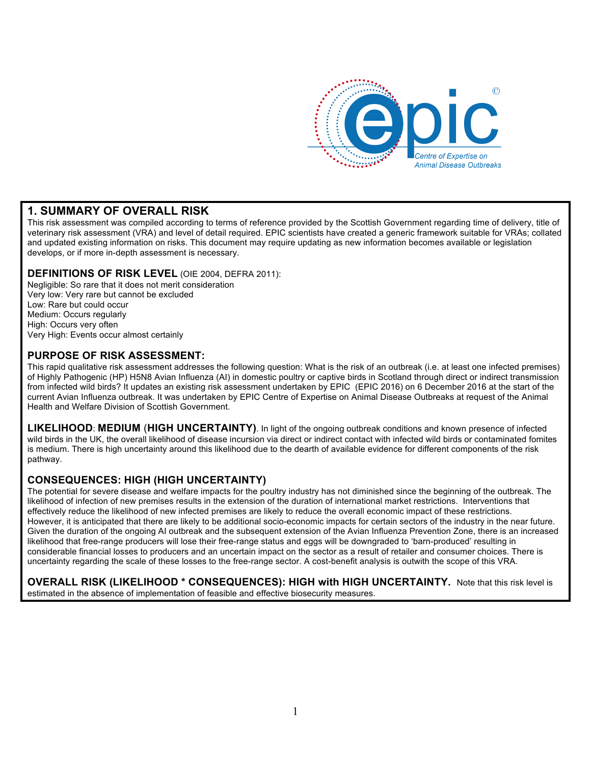epic©

Centre of Expertise on Animal Disease Outbreaks

## 1. SUMMARY OF OVERALL RISK

This risk assessment was compiled according to terms of reference provided by the Scottish Government regarding time of delivery, title of veterinary risk assessment (VRA) and level of detail required. EPIC scientists have created a generic framework suitable for VRAs; collated and updated existing information on risks. This document may require updating as new information becomes available or legislation develops, or if more in-depth assessment is necessary.

### DEFINITIONS OF RISK LEVEL (OIE 2004, DEFRA 2011):

Negligible: So rare that it does not merit consideration
Very low: Very rare but cannot be excluded
Low: Rare but could occur
Medium: Occurs regularly
High: Occurs very often
Very High: Events occur almost certainly

### PURPOSE OF RISK ASSESSMENT:

This rapid qualitative risk assessment addresses the following question: What is the risk of an outbreak (i.e. at least one infected premises) of Highly Pathogenic (HP) H5N8 Avian Influenza (AI) in domestic poultry or captive birds in Scotland through direct or indirect transmission from infected wild birds? It updates an existing risk assessment undertaken by EPIC (EPIC 2016) on 6 December 2016 at the start of the current Avian Influenza outbreak. It was undertaken by EPIC Centre of Expertise on Animal Disease Outbreaks at request of the Animal Health and Welfare Division of Scottish Government.

**LIKELIHOOD**: **MEDIUM** (**HIGH UNCERTAINTY)**. In light of the ongoing outbreak conditions and known presence of infected wild birds in the UK, the overall likelihood of disease incursion via direct or indirect contact with infected wild birds or contaminated fomites is medium. There is high uncertainty around this likelihood due to the dearth of available evidence for different components of the risk pathway.

### CONSEQUENCES: HIGH (HIGH UNCERTAINTY)

The potential for severe disease and welfare impacts for the poultry industry has not diminished since the beginning of the outbreak. The likelihood of infection of new premises results in the extension of the duration of international market restrictions. Interventions that effectively reduce the likelihood of new infected premises are likely to reduce the overall economic impact of these restrictions. However, it is anticipated that there are likely to be additional socio-economic impacts for certain sectors of the industry in the near future. Given the duration of the ongoing AI outbreak and the subsequent extension of the Avian Influenza Prevention Zone, there is an increased likelihood that free-range producers will lose their free-range status and eggs will be downgraded to 'barn-produced' resulting in considerable financial losses to producers and an uncertain impact on the sector as a result of retailer and consumer choices. There is uncertainty regarding the scale of these losses to the free-range sector. A cost-benefit analysis is outwith the scope of this VRA.

**OVERALL RISK (LIKELIHOOD * CONSEQUENCES): HIGH with HIGH UNCERTAINTY.** Note that this risk level is estimated in the absence of implementation of feasible and effective biosecurity measures.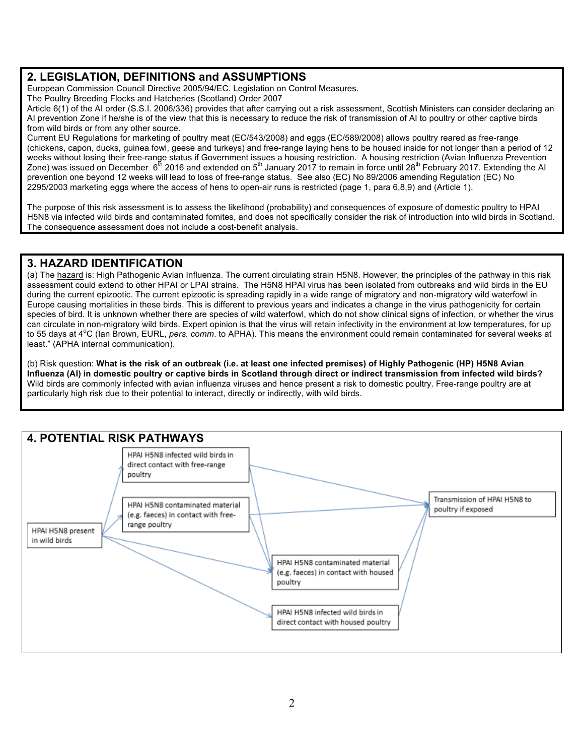## 2. LEGISLATION, DEFINITIONS and ASSUMPTIONS

European Commission Council Directive 2005/94/EC. Legislation on Control Measures.
The Poultry Breeding Flocks and Hatcheries (Scotland) Order 2007
Article 6(1) of the AI order (S.S.I. 2006/336) provides that after carrying out a risk assessment, Scottish Ministers can consider declaring an AI prevention Zone if he/she is of the view that this is necessary to reduce the risk of transmission of AI to poultry or other captive birds from wild birds or from any other source.
Current EU Regulations for marketing of poultry meat (EC/543/2008) and eggs (EC/589/2008) allows poultry reared as free-range (chickens, capon, ducks, guinea fowl, geese and turkeys) and free-range laying hens to be housed inside for not longer than a period of 12 weeks without losing their free-range status if Government issues a housing restriction. A housing restriction (Avian Influenza Prevention Zone) was issued on December 6th 2016 and extended on 5th January 2017 to remain in force until 28th February 2017. Extending the AI prevention one beyond 12 weeks will lead to loss of free-range status. See also (EC) No 89/2006 amending Regulation (EC) No 2295/2003 marketing eggs where the access of hens to open-air runs is restricted (page 1, para 6,8,9) and (Article 1).

The purpose of this risk assessment is to assess the likelihood (probability) and consequences of exposure of domestic poultry to HPAI H5N8 via infected wild birds and contaminated fomites, and does not specifically consider the risk of introduction into wild birds in Scotland. The consequence assessment does not include a cost-benefit analysis.

## 3. HAZARD IDENTIFICATION

(a) The hazard is: High Pathogenic Avian Influenza. The current circulating strain H5N8. However, the principles of the pathway in this risk assessment could extend to other HPAI or LPAI strains. The H5N8 HPAI virus has been isolated from outbreaks and wild birds in the EU during the current epizootic. The current epizootic is spreading rapidly in a wide range of migratory and non-migratory wild waterfowl in Europe causing mortalities in these birds. This is different to previous years and indicates a change in the virus pathogenicity for certain species of bird. It is unknown whether there are species of wild waterfowl, which do not show clinical signs of infection, or whether the virus can circulate in non-migratory wild birds. Expert opinion is that the virus will retain infectivity in the environment at low temperatures, for up to 55 days at 4°C (Ian Brown, EURL, *pers. comm*. to APHA). This means the environment could remain contaminated for several weeks at least." (APHA internal communication).

(b) Risk question: **What is the risk of an outbreak (i.e. at least one infected premises) of Highly Pathogenic (HP) H5N8 Avian Influenza (AI) in domestic poultry or captive birds in Scotland through direct or indirect transmission from infected wild birds?** Wild birds are commonly infected with avian influenza viruses and hence present a risk to domestic poultry. Free-range poultry are at particularly high risk due to their potential to interact, directly or indirectly, with wild birds.

## 4. POTENTIAL RISK PATHWAYS

- HPAI H5N8 present in wild birds
  - → HPAI H5N8 infected wild birds in direct contact with free-range poultry
  - → HPAI H5N8 contaminated material (e.g. faeces) in contact with free-range poultry
  - → HPAI H5N8 contaminated material (e.g. faeces) in contact with housed poultry
  - → HPAI H5N8 infected wild birds in direct contact with housed poultry
- HPAI H5N8 infected wild birds in direct contact with free-range poultry → Transmission of HPAI H5N8 to poultry if exposed; → HPAI H5N8 contaminated material (e.g. faeces) in contact with housed poultry
- HPAI H5N8 contaminated material (e.g. faeces) in contact with free-range poultry → Transmission of HPAI H5N8 to poultry if exposed; → HPAI H5N8 contaminated material (e.g. faeces) in contact with housed poultry
- HPAI H5N8 contaminated material (e.g. faeces) in contact with housed poultry → Transmission of HPAI H5N8 to poultry if exposed
- HPAI H5N8 infected wild birds in direct contact with housed poultry → Transmission of HPAI H5N8 to poultry if exposed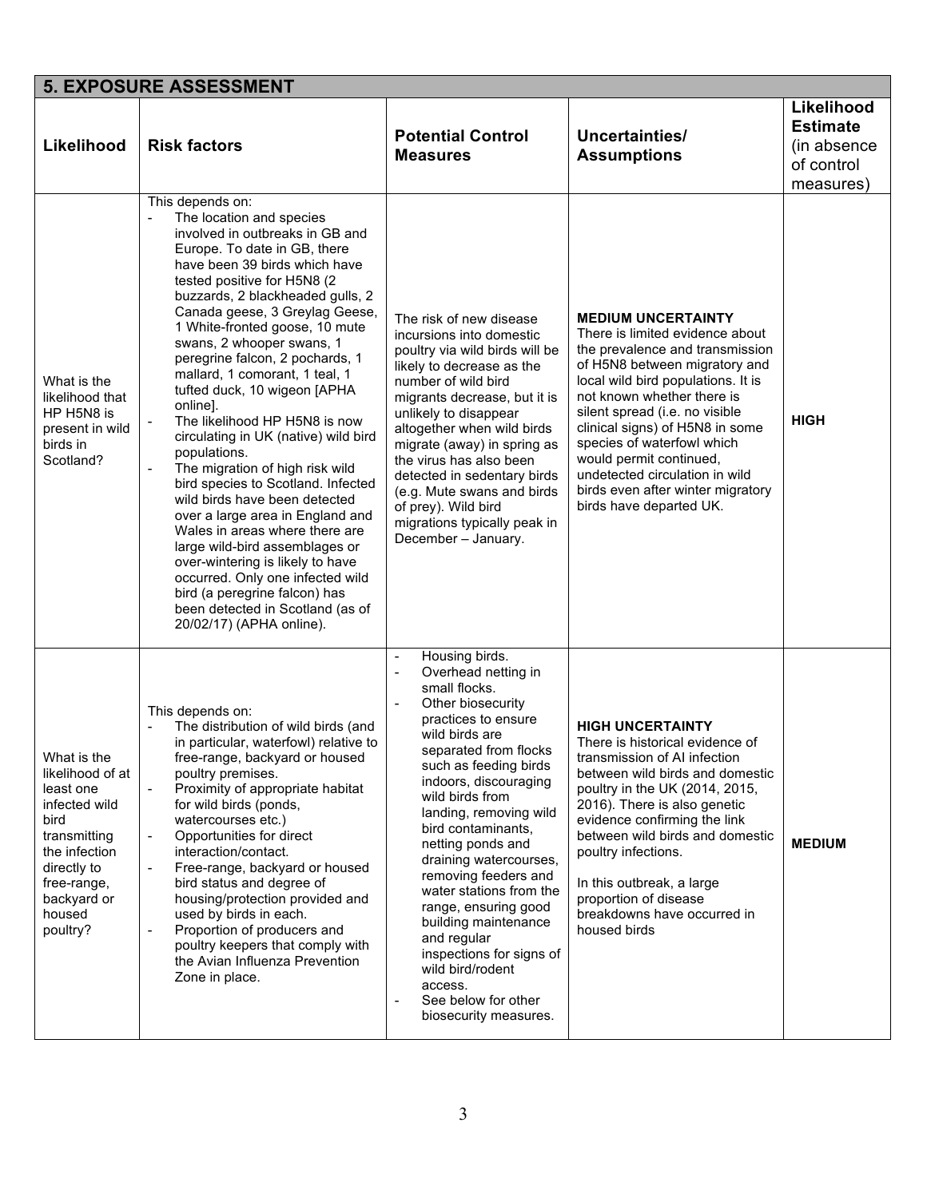## 5. EXPOSURE ASSESSMENT

| Likelihood | Risk factors | Potential Control Measures | Uncertainties/ Assumptions | Likelihood Estimate (in absence of control measures) |
|---|---|---|---|---|
| What is the likelihood that HP H5N8 is present in wild birds in Scotland? | This depends on: <br> - The location and species involved in outbreaks in GB and Europe. To date in GB, there have been 39 birds which have tested positive for H5N8 (2 buzzards, 2 blackheaded gulls, 2 Canada geese, 3 Greylag Geese, 1 White-fronted goose, 10 mute swans, 2 whooper swans, 1 peregrine falcon, 2 pochards, 1 mallard, 1 comorant, 1 teal, 1 tufted duck, 10 wigeon [APHA online]. <br> - The likelihood HP H5N8 is now circulating in UK (native) wild bird populations. <br> - The migration of high risk wild bird species to Scotland. Infected wild birds have been detected over a large area in England and Wales in areas where there are large wild-bird assemblages or over-wintering is likely to have occurred. Only one infected wild bird (a peregrine falcon) has been detected in Scotland (as of 20/02/17) (APHA online). | The risk of new disease incursions into domestic poultry via wild birds will be likely to decrease as the number of wild bird migrants decrease, but it is unlikely to disappear altogether when wild birds migrate (away) in spring as the virus has also been detected in sedentary birds (e.g. Mute swans and birds of prey). Wild bird migrations typically peak in December – January. | **MEDIUM UNCERTAINTY** <br> There is limited evidence about the prevalence and transmission of H5N8 between migratory and local wild bird populations. It is not known whether there is silent spread (i.e. no visible clinical signs) of H5N8 in some species of waterfowl which would permit continued, undetected circulation in wild birds even after winter migratory birds have departed UK. | **HIGH** |
| What is the likelihood of at least one infected wild bird transmitting the infection directly to free-range, backyard or housed poultry? | This depends on: <br> - The distribution of wild birds (and in particular, waterfowl) relative to free-range, backyard or housed poultry premises. <br> - Proximity of appropriate habitat for wild birds (ponds, watercourses etc.) <br> - Opportunities for direct interaction/contact. <br> - Free-range, backyard or housed bird status and degree of housing/protection provided and used by birds in each. <br> - Proportion of producers and poultry keepers that comply with the Avian Influenza Prevention Zone in place. | - Housing birds. <br> - Overhead netting in small flocks. <br> - Other biosecurity practices to ensure wild birds are separated from flocks such as feeding birds indoors, discouraging wild birds from landing, removing wild bird contaminants, netting ponds and draining watercourses, removing feeders and water stations from the range, ensuring good building maintenance and regular inspections for signs of wild bird/rodent access. <br> - See below for other biosecurity measures. | **HIGH UNCERTAINTY** <br> There is historical evidence of transmission of AI infection between wild birds and domestic poultry in the UK (2014, 2015, 2016). There is also genetic evidence confirming the link between wild birds and domestic poultry infections. <br><br> In this outbreak, a large proportion of disease breakdowns have occurred in housed birds | **MEDIUM** |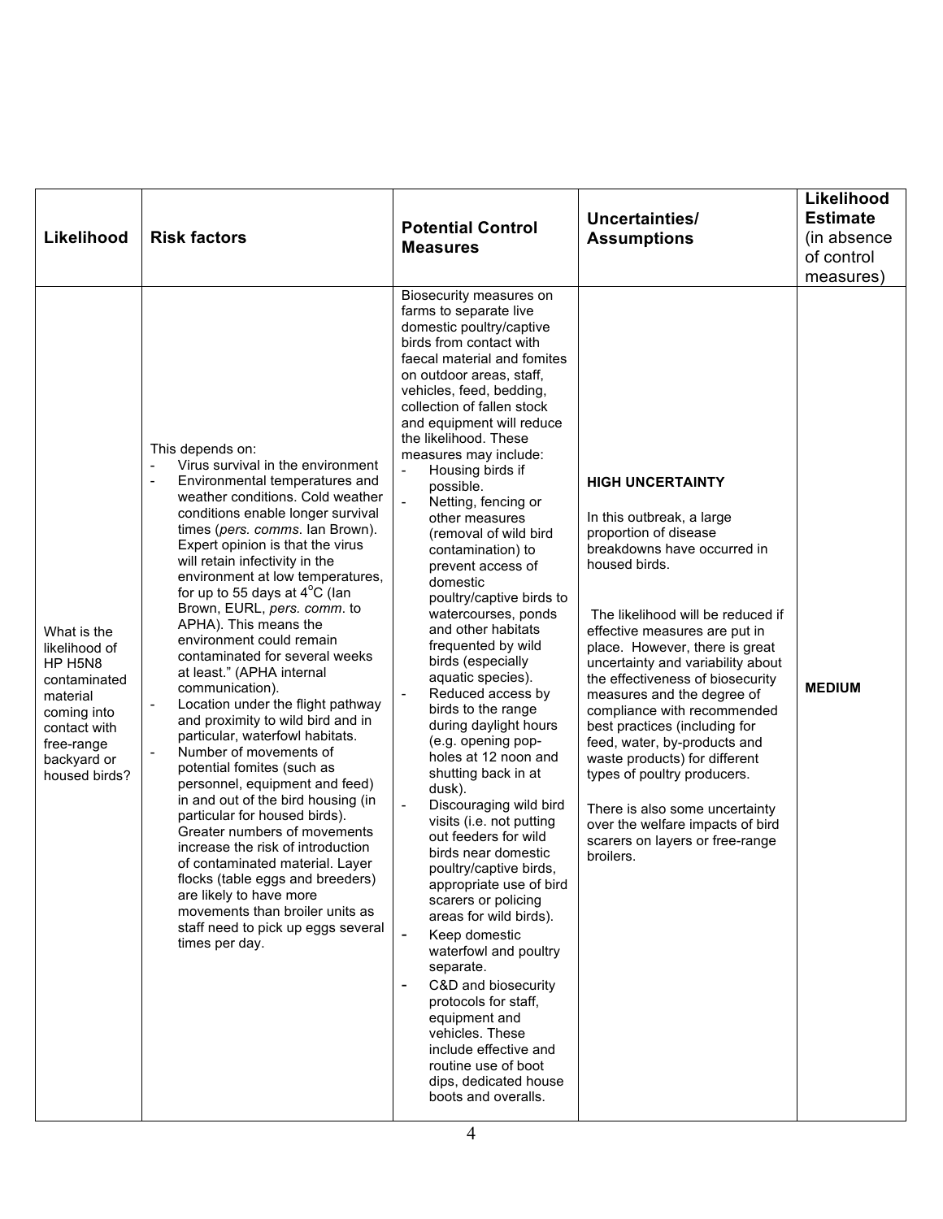| Likelihood | Risk factors | Potential Control Measures | Uncertainties/ Assumptions | Likelihood Estimate (in absence of control measures) |
|---|---|---|---|---|
| What is the likelihood of HP H5N8 contaminated material coming into contact with free-range backyard or housed birds? | This depends on:<br>- Virus survival in the environment<br>- Environmental temperatures and weather conditions. Cold weather conditions enable longer survival times (*pers. comms*. Ian Brown). Expert opinion is that the virus will retain infectivity in the environment at low temperatures, for up to 55 days at 4$^{o}$C (Ian Brown, EURL, *pers. comm*. to APHA). This means the environment could remain contaminated for several weeks at least." (APHA internal communication).<br>- Location under the flight pathway and proximity to wild bird and in particular, waterfowl habitats.<br>- Number of movements of potential fomites (such as personnel, equipment and feed) in and out of the bird housing (in particular for housed birds). Greater numbers of movements increase the risk of introduction of contaminated material. Layer flocks (table eggs and breeders) are likely to have more movements than broiler units as staff need to pick up eggs several times per day. | Biosecurity measures on farms to separate live domestic poultry/captive birds from contact with faecal material and fomites on outdoor areas, staff, vehicles, feed, bedding, collection of fallen stock and equipment will reduce the likelihood. These measures may include:<br>- Housing birds if possible.<br>- Netting, fencing or other measures (removal of wild bird contamination) to prevent access of domestic poultry/captive birds to watercourses, ponds and other habitats frequented by wild birds (especially aquatic species).<br>- Reduced access by birds to the range during daylight hours (e.g. opening pop-holes at 12 noon and shutting back in at dusk).<br>- Discouraging wild bird visits (i.e. not putting out feeders for wild birds near domestic poultry/captive birds, appropriate use of bird scarers or policing areas for wild birds).<br>- Keep domestic waterfowl and poultry separate.<br>- C&D and biosecurity protocols for staff, equipment and vehicles. These include effective and routine use of boot dips, dedicated house boots and overalls. | **HIGH UNCERTAINTY**<br><br>In this outbreak, a large proportion of disease breakdowns have occurred in housed birds.<br><br>The likelihood will be reduced if effective measures are put in place. However, there is great uncertainty and variability about the effectiveness of biosecurity measures and the degree of compliance with recommended best practices (including for feed, water, by-products and waste products) for different types of poultry producers.<br><br>There is also some uncertainty over the welfare impacts of bird scarers on layers or free-range broilers. | **MEDIUM** |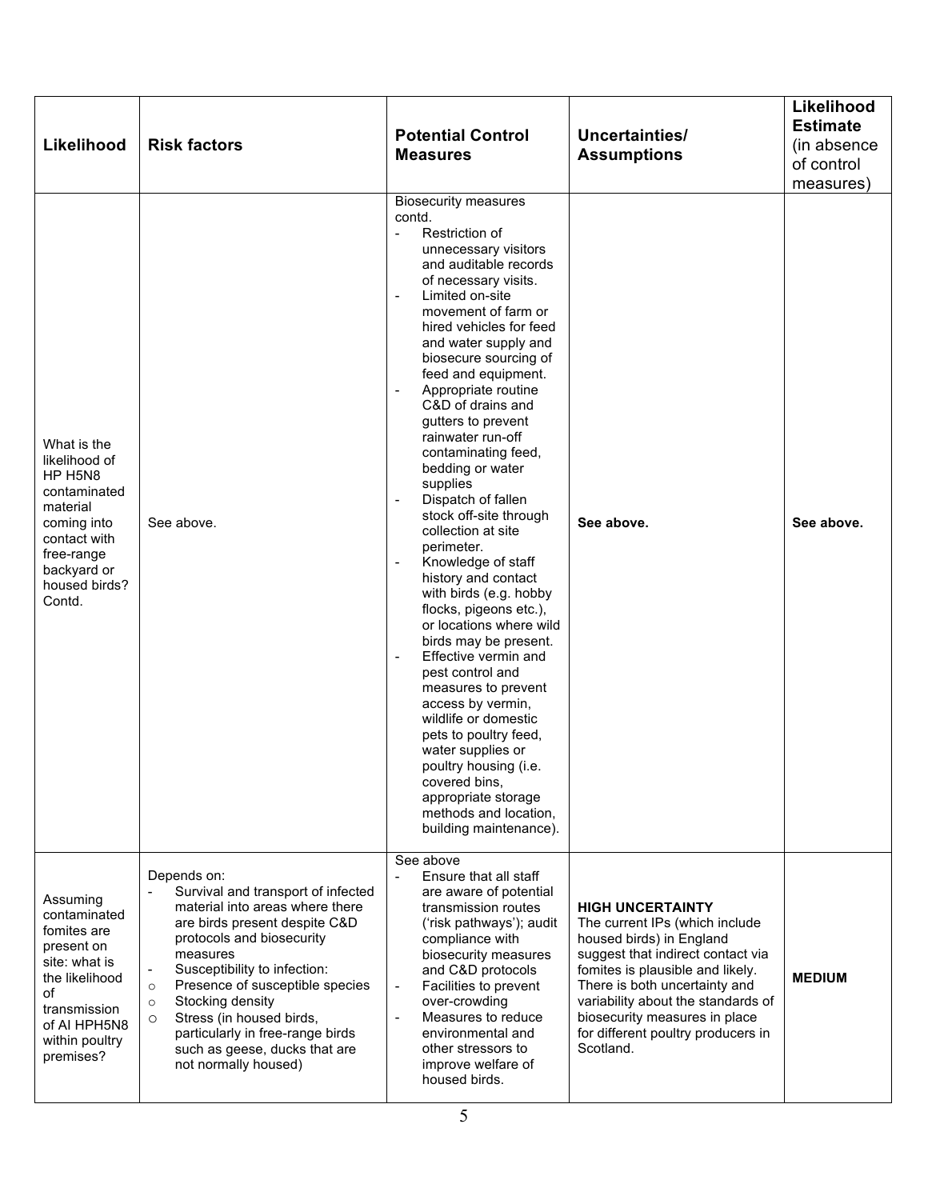| Likelihood | Risk factors | Potential Control Measures | Uncertainties/ Assumptions | **Likelihood Estimate** (in absence of control measures) |
|---|---|---|---|---|
| What is the likelihood of HP H5N8 contaminated material coming into contact with free-range backyard or housed birds? Contd. | See above. | Biosecurity measures contd.<br>- Restriction of unnecessary visitors and auditable records of necessary visits.<br>- Limited on-site movement of farm or hired vehicles for feed and water supply and biosecure sourcing of feed and equipment.<br>- Appropriate routine C&D of drains and gutters to prevent rainwater run-off contaminating feed, bedding or water supplies<br>- Dispatch of fallen stock off-site through collection at site perimeter.<br>- Knowledge of staff history and contact with birds (e.g. hobby flocks, pigeons etc.), or locations where wild birds may be present.<br>- Effective vermin and pest control and measures to prevent access by vermin, wildlife or domestic pets to poultry feed, water supplies or poultry housing (i.e. covered bins, appropriate storage methods and location, building maintenance). | **See above.** | **See above.** |
| Assuming contaminated fomites are present on site: what is the likelihood of transmission of AI HPH5N8 within poultry premises? | Depends on:<br>- Survival and transport of infected material into areas where there are birds present despite C&D protocols and biosecurity measures<br>- Susceptibility to infection:<br>○ Presence of susceptible species<br>○ Stocking density<br>○ Stress (in housed birds, particularly in free-range birds such as geese, ducks that are not normally housed) | See above<br>- Ensure that all staff are aware of potential transmission routes ('risk pathways'); audit compliance with biosecurity measures and C&D protocols<br>- Facilities to prevent over-crowding<br>- Measures to reduce environmental and other stressors to improve welfare of housed birds. | **HIGH UNCERTAINTY**<br>The current IPs (which include housed birds) in England suggest that indirect contact via fomites is plausible and likely. There is both uncertainty and variability about the standards of biosecurity measures in place for different poultry producers in Scotland. | **MEDIUM** |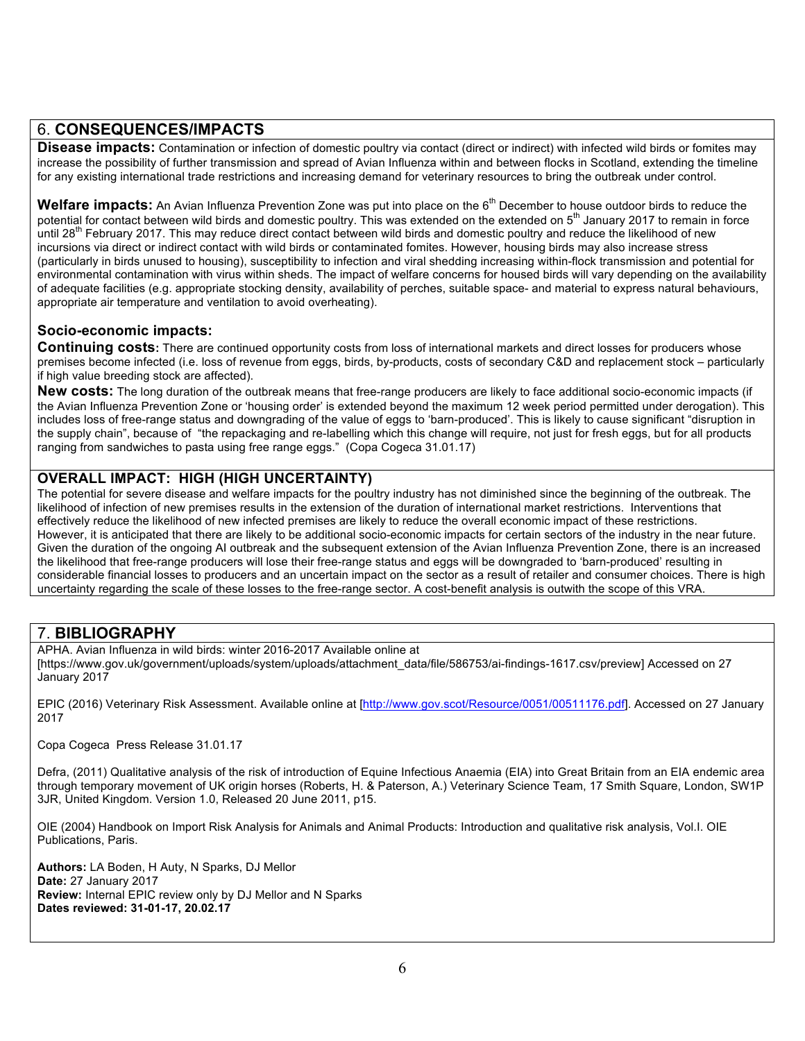## 6. **CONSEQUENCES/IMPACTS**

**Disease impacts:** Contamination or infection of domestic poultry via contact (direct or indirect) with infected wild birds or fomites may increase the possibility of further transmission and spread of Avian Influenza within and between flocks in Scotland, extending the timeline for any existing international trade restrictions and increasing demand for veterinary resources to bring the outbreak under control.

**Welfare impacts:** An Avian Influenza Prevention Zone was put into place on the 6th December to house outdoor birds to reduce the potential for contact between wild birds and domestic poultry. This was extended on the extended on 5th January 2017 to remain in force until 28th February 2017. This may reduce direct contact between wild birds and domestic poultry and reduce the likelihood of new incursions via direct or indirect contact with wild birds or contaminated fomites. However, housing birds may also increase stress (particularly in birds unused to housing), susceptibility to infection and viral shedding increasing within-flock transmission and potential for environmental contamination with virus within sheds. The impact of welfare concerns for housed birds will vary depending on the availability of adequate facilities (e.g. appropriate stocking density, availability of perches, suitable space- and material to express natural behaviours, appropriate air temperature and ventilation to avoid overheating).

### Socio-economic impacts:

**Continuing costs:** There are continued opportunity costs from loss of international markets and direct losses for producers whose premises become infected (i.e. loss of revenue from eggs, birds, by-products, costs of secondary C&D and replacement stock – particularly if high value breeding stock are affected).

**New costs:** The long duration of the outbreak means that free-range producers are likely to face additional socio-economic impacts (if the Avian Influenza Prevention Zone or 'housing order' is extended beyond the maximum 12 week period permitted under derogation). This includes loss of free-range status and downgrading of the value of eggs to 'barn-produced'. This is likely to cause significant "disruption in the supply chain", because of "the repackaging and re-labelling which this change will require, not just for fresh eggs, but for all products ranging from sandwiches to pasta using free range eggs." (Copa Cogeca 31.01.17)

### OVERALL IMPACT: HIGH (HIGH UNCERTAINTY)

The potential for severe disease and welfare impacts for the poultry industry has not diminished since the beginning of the outbreak. The likelihood of infection of new premises results in the extension of the duration of international market restrictions. Interventions that effectively reduce the likelihood of new infected premises are likely to reduce the overall economic impact of these restrictions. However, it is anticipated that there are likely to be additional socio-economic impacts for certain sectors of the industry in the near future. Given the duration of the ongoing AI outbreak and the subsequent extension of the Avian Influenza Prevention Zone, there is an increased the likelihood that free-range producers will lose their free-range status and eggs will be downgraded to 'barn-produced' resulting in considerable financial losses to producers and an uncertain impact on the sector as a result of retailer and consumer choices. There is high uncertainty regarding the scale of these losses to the free-range sector. A cost-benefit analysis is outwith the scope of this VRA.

## 7. **BIBLIOGRAPHY**

APHA. Avian Influenza in wild birds: winter 2016-2017 Available online at [https://www.gov.uk/government/uploads/system/uploads/attachment_data/file/586753/ai-findings-1617.csv/preview] Accessed on 27 January 2017

EPIC (2016) Veterinary Risk Assessment. Available online at [http://www.gov.scot/Resource/0051/00511176.pdf]. Accessed on 27 January 2017

Copa Cogeca Press Release 31.01.17

Defra, (2011) Qualitative analysis of the risk of introduction of Equine Infectious Anaemia (EIA) into Great Britain from an EIA endemic area through temporary movement of UK origin horses (Roberts, H. & Paterson, A.) Veterinary Science Team, 17 Smith Square, London, SW1P 3JR, United Kingdom. Version 1.0, Released 20 June 2011, p15.

OIE (2004) Handbook on Import Risk Analysis for Animals and Animal Products: Introduction and qualitative risk analysis, Vol.I. OIE Publications, Paris.

**Authors:** LA Boden, H Auty, N Sparks, DJ Mellor
**Date:** 27 January 2017
**Review:** Internal EPIC review only by DJ Mellor and N Sparks
**Dates reviewed: 31-01-17, 20.02.17**